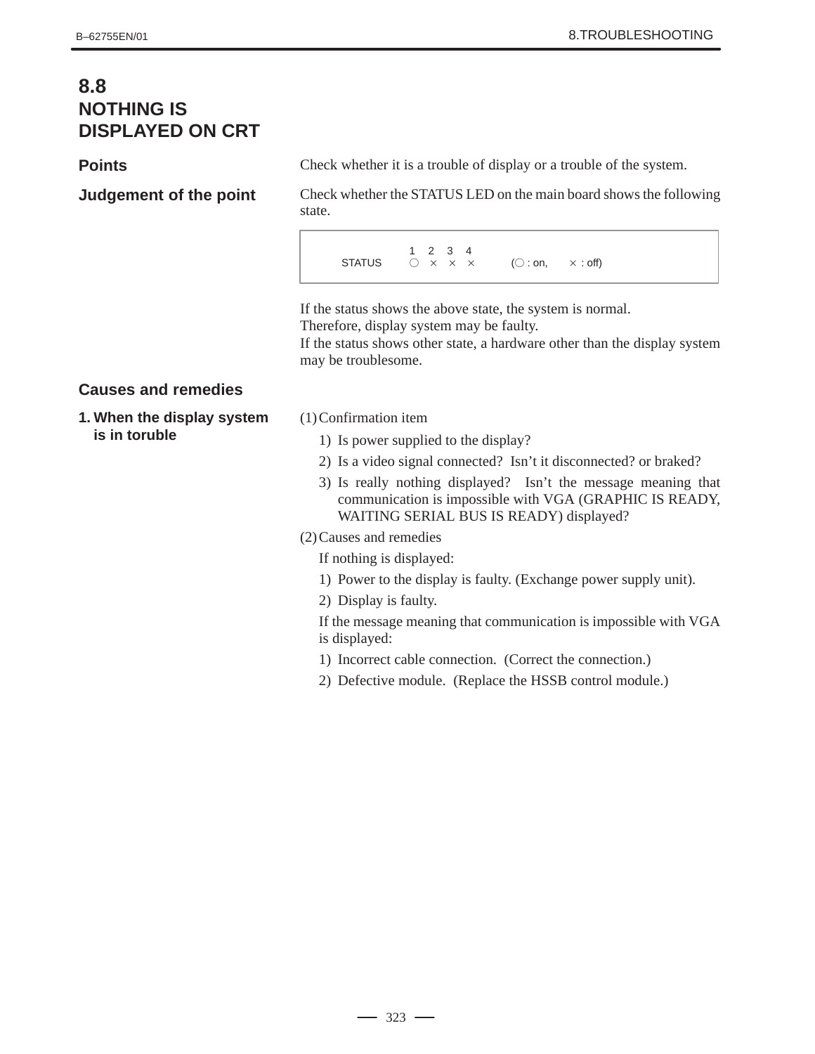## 8.8 NOTHING IS DISPLAYED ON CRT

### Points

Check whether it is a trouble of display or a trouble of the system.

### Judgement of the point

Check whether the STATUS LED on the main board shows the following state.

| | 1 | 2 | 3 | 4 | |
|---|---|---|---|---|---|
| STATUS | ○ | × | × | × | (○ : on, × : off) |

If the status shows the above state, the system is normal.
Therefore, display system may be faulty.
If the status shows other state, a hardware other than the display system may be troublesome.

### Causes and remedies

**1. When the display system is in toruble**

(1) Confirmation item

1) Is power supplied to the display?
2) Is a video signal connected? Isn't it disconnected? or braked?
3) Is really nothing displayed? Isn't the message meaning that communication is impossible with VGA (GRAPHIC IS READY, WAITING SERIAL BUS IS READY) displayed?

(2) Causes and remedies

If nothing is displayed:

1) Power to the display is faulty. (Exchange power supply unit).
2) Display is faulty.

If the message meaning that communication is impossible with VGA is displayed:

1) Incorrect cable connection. (Correct the connection.)
2) Defective module. (Replace the HSSB control module.)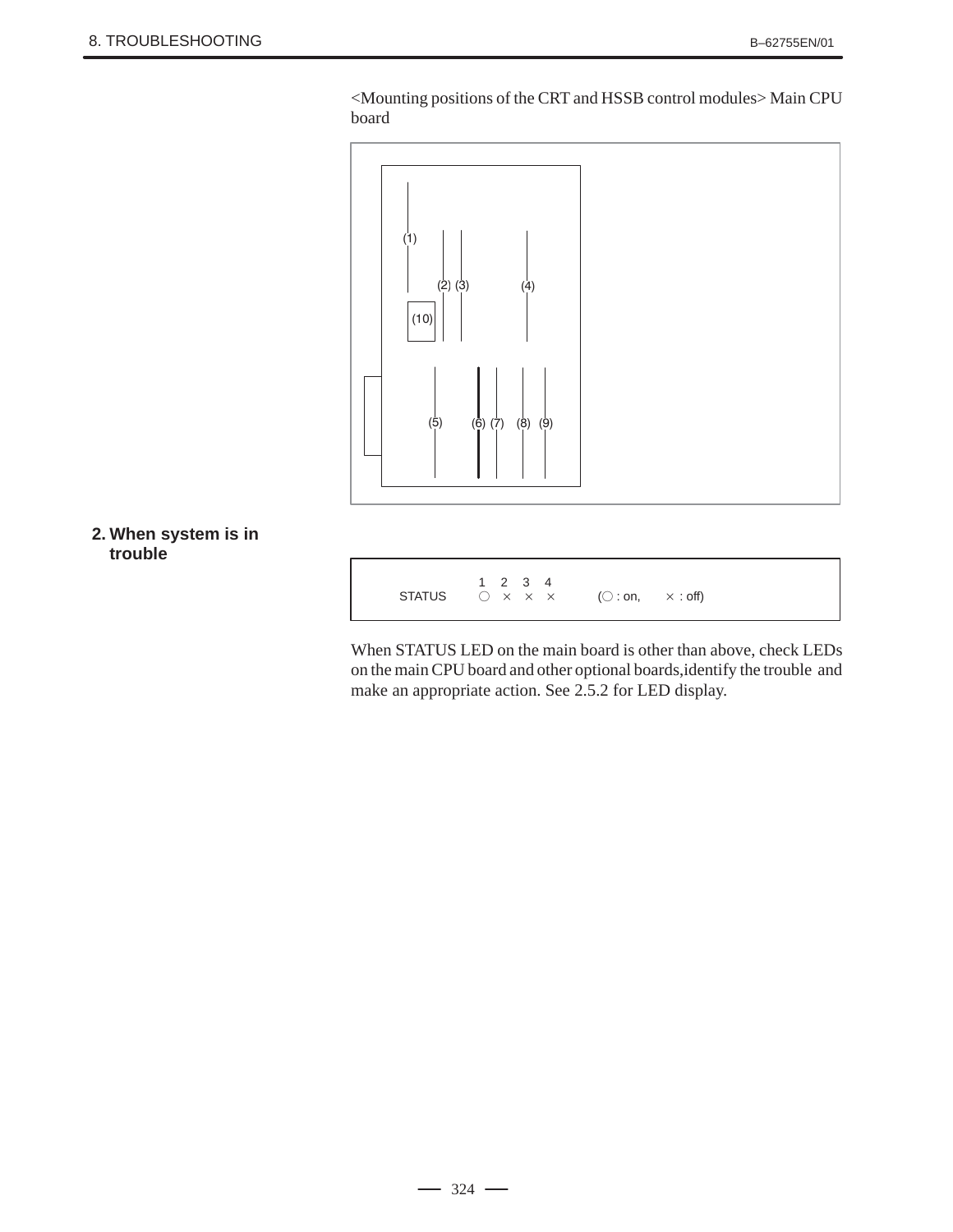<Mounting positions of the CRT and HSSB control modules> Main CPU board

(1)
(2) (3)
(4)
(10)
(5)
(6) (7)
(8) (9)

## 2. When system is in trouble

| | 1 | 2 | 3 | 4 | |
|---|---|---|---|---|---|
| STATUS | ○ | × | × | × | (○ : on, × : off) |

When STATUS LED on the main board is other than above, check LEDs on the main CPU board and other optional boards,identify the trouble and make an appropriate action. See 2.5.2 for LED display.